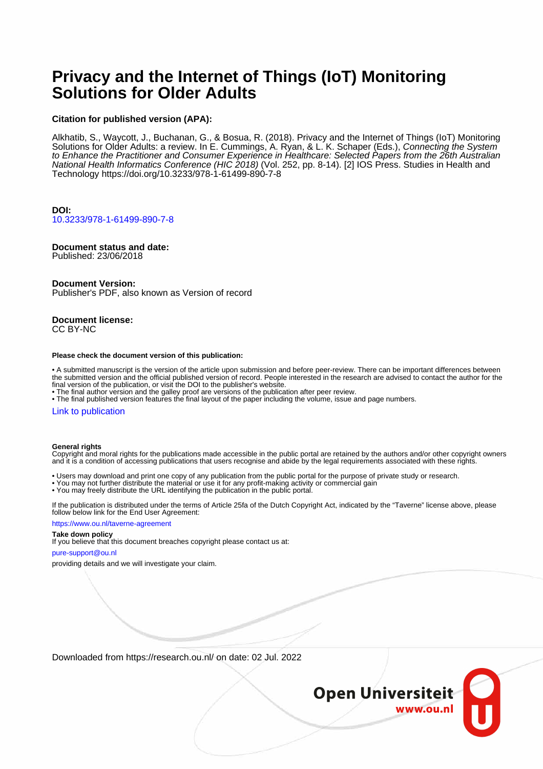# Privacy and the Internet of Things (IoT) Monitoring Solutions for Older Adults

**Citation for published version (APA):**

Alkhatib, S., Waycott, J., Buchanan, G., & Bosua, R. (2018). Privacy and the Internet of Things (IoT) Monitoring Solutions for Older Adults: a review. In E. Cummings, A. Ryan, & L. K. Schaper (Eds.), *Connecting the System to Enhance the Practitioner and Consumer Experience in Healthcare: Selected Papers from the 26th Australian National Health Informatics Conference (HIC 2018)* (Vol. 252, pp. 8-14). [2] IOS Press. Studies in Health and Technology https://doi.org/10.3233/978-1-61499-890-7-8

**DOI:**
10.3233/978-1-61499-890-7-8

**Document status and date:**
Published: 23/06/2018

**Document Version:**
Publisher's PDF, also known as Version of record

**Document license:**
CC BY-NC

**Please check the document version of this publication:**

- A submitted manuscript is the version of the article upon submission and before peer-review. There can be important differences between the submitted version and the official published version of record. People interested in the research are advised to contact the author for the final version of the publication, or visit the DOI to the publisher's website.
- The final author version and the galley proof are versions of the publication after peer review.
- The final published version features the final layout of the paper including the volume, issue and page numbers.

Link to publication

**General rights**
Copyright and moral rights for the publications made accessible in the public portal are retained by the authors and/or other copyright owners and it is a condition of accessing publications that users recognise and abide by the legal requirements associated with these rights.

- Users may download and print one copy of any publication from the public portal for the purpose of private study or research.
- You may not further distribute the material or use it for any profit-making activity or commercial gain
- You may freely distribute the URL identifying the publication in the public portal.

If the publication is distributed under the terms of Article 25fa of the Dutch Copyright Act, indicated by the "Taverne" license above, please follow below link for the End User Agreement:

https://www.ou.nl/taverne-agreement

**Take down policy**
If you believe that this document breaches copyright please contact us at:

pure-support@ou.nl

providing details and we will investigate your claim.

Downloaded from https://research.ou.nl/ on date: 02 Jul. 2022

Open Universiteit
www.ou.nl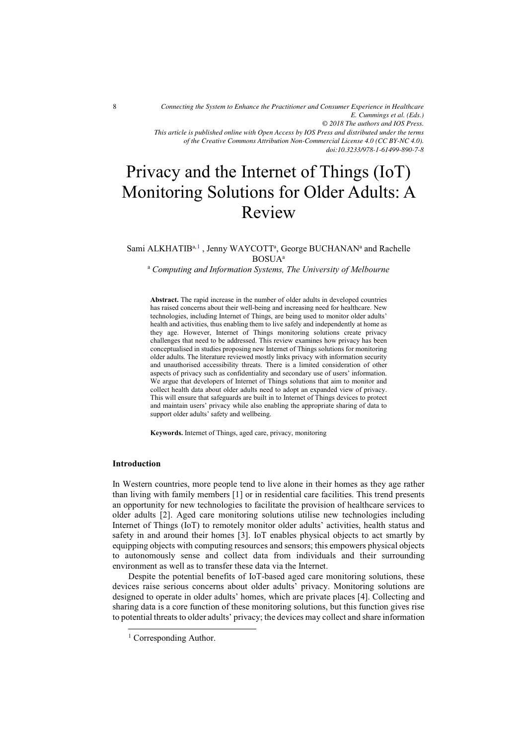# Privacy and the Internet of Things (IoT) Monitoring Solutions for Older Adults: A Review

Sami ALKHATIB[a,1], Jenny WAYCOTT[a], George BUCHANAN[a] and Rachelle BOSUA[a]

[a] *Computing and Information Systems, The University of Melbourne*

> **Abstract.** The rapid increase in the number of older adults in developed countries has raised concerns about their well-being and increasing need for healthcare. New technologies, including Internet of Things, are being used to monitor older adults' health and activities, thus enabling them to live safely and independently at home as they age. However, Internet of Things monitoring solutions create privacy challenges that need to be addressed. This review examines how privacy has been conceptualised in studies proposing new Internet of Things solutions for monitoring older adults. The literature reviewed mostly links privacy with information security and unauthorised accessibility threats. There is a limited consideration of other aspects of privacy such as confidentiality and secondary use of users' information. We argue that developers of Internet of Things solutions that aim to monitor and collect health data about older adults need to adopt an expanded view of privacy. This will ensure that safeguards are built in to Internet of Things devices to protect and maintain users' privacy while also enabling the appropriate sharing of data to support older adults' safety and wellbeing.
>
> **Keywords.** Internet of Things, aged care, privacy, monitoring

## Introduction

In Western countries, more people tend to live alone in their homes as they age rather than living with family members [1] or in residential care facilities. This trend presents an opportunity for new technologies to facilitate the provision of healthcare services to older adults [2]. Aged care monitoring solutions utilise new technologies including Internet of Things (IoT) to remotely monitor older adults' activities, health status and safety in and around their homes [3]. IoT enables physical objects to act smartly by equipping objects with computing resources and sensors; this empowers physical objects to autonomously sense and collect data from individuals and their surrounding environment as well as to transfer these data via the Internet.

Despite the potential benefits of IoT-based aged care monitoring solutions, these devices raise serious concerns about older adults' privacy. Monitoring solutions are designed to operate in older adults' homes, which are private places [4]. Collecting and sharing data is a core function of these monitoring solutions, but this function gives rise to potential threats to older adults' privacy; the devices may collect and share information

[1] Corresponding Author.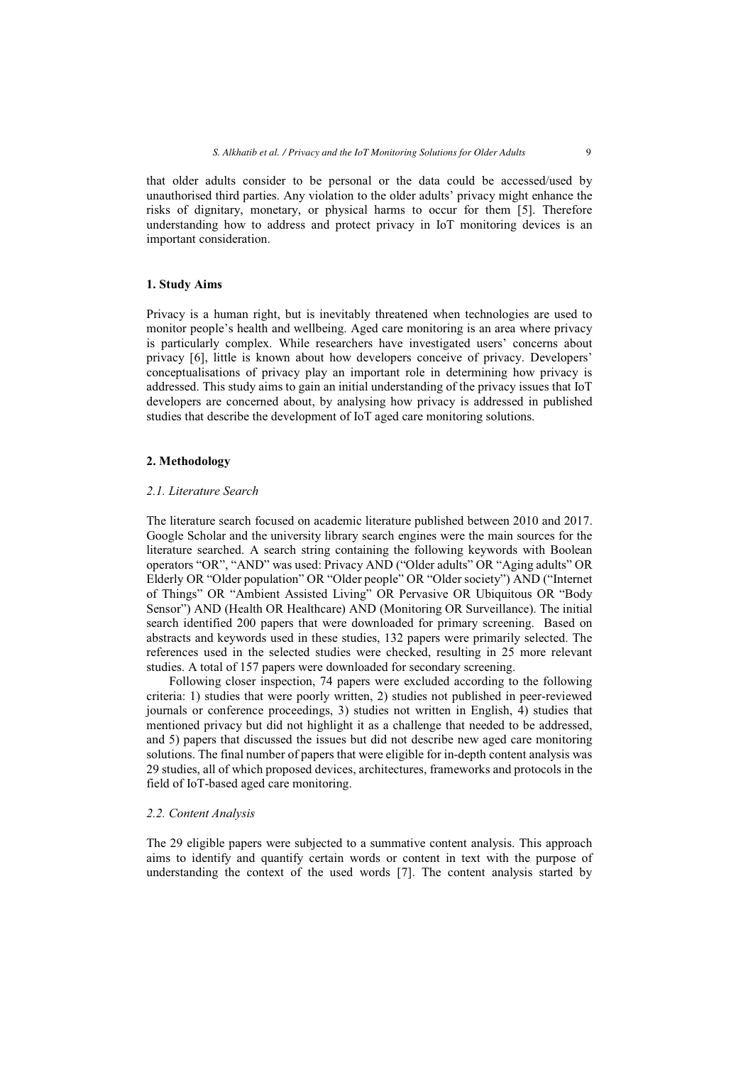that older adults consider to be personal or the data could be accessed/used by unauthorised third parties. Any violation to the older adults' privacy might enhance the risks of dignitary, monetary, or physical harms to occur for them [5]. Therefore understanding how to address and protect privacy in IoT monitoring devices is an important consideration.

## 1. Study Aims

Privacy is a human right, but is inevitably threatened when technologies are used to monitor people's health and wellbeing. Aged care monitoring is an area where privacy is particularly complex. While researchers have investigated users' concerns about privacy [6], little is known about how developers conceive of privacy. Developers' conceptualisations of privacy play an important role in determining how privacy is addressed. This study aims to gain an initial understanding of the privacy issues that IoT developers are concerned about, by analysing how privacy is addressed in published studies that describe the development of IoT aged care monitoring solutions.

## 2. Methodology

### *2.1. Literature Search*

The literature search focused on academic literature published between 2010 and 2017. Google Scholar and the university library search engines were the main sources for the literature searched. A search string containing the following keywords with Boolean operators "OR", "AND" was used: Privacy AND ("Older adults" OR "Aging adults" OR Elderly OR "Older population" OR "Older people" OR "Older society") AND ("Internet of Things" OR "Ambient Assisted Living" OR Pervasive OR Ubiquitous OR "Body Sensor") AND (Health OR Healthcare) AND (Monitoring OR Surveillance). The initial search identified 200 papers that were downloaded for primary screening. Based on abstracts and keywords used in these studies, 132 papers were primarily selected. The references used in the selected studies were checked, resulting in 25 more relevant studies. A total of 157 papers were downloaded for secondary screening.

Following closer inspection, 74 papers were excluded according to the following criteria: 1) studies that were poorly written, 2) studies not published in peer-reviewed journals or conference proceedings, 3) studies not written in English, 4) studies that mentioned privacy but did not highlight it as a challenge that needed to be addressed, and 5) papers that discussed the issues but did not describe new aged care monitoring solutions. The final number of papers that were eligible for in-depth content analysis was 29 studies, all of which proposed devices, architectures, frameworks and protocols in the field of IoT-based aged care monitoring.

### *2.2. Content Analysis*

The 29 eligible papers were subjected to a summative content analysis. This approach aims to identify and quantify certain words or content in text with the purpose of understanding the context of the used words [7]. The content analysis started by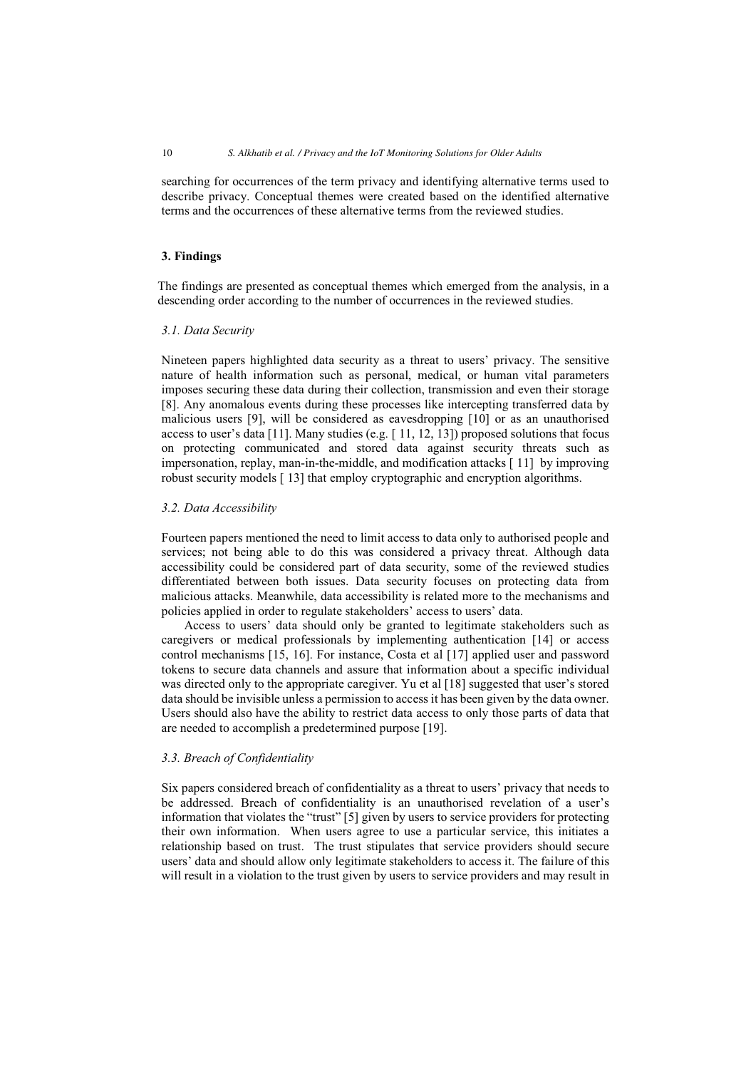searching for occurrences of the term privacy and identifying alternative terms used to describe privacy. Conceptual themes were created based on the identified alternative terms and the occurrences of these alternative terms from the reviewed studies.

## 3. Findings

The findings are presented as conceptual themes which emerged from the analysis, in a descending order according to the number of occurrences in the reviewed studies.

### *3.1. Data Security*

Nineteen papers highlighted data security as a threat to users' privacy. The sensitive nature of health information such as personal, medical, or human vital parameters imposes securing these data during their collection, transmission and even their storage [8]. Any anomalous events during these processes like intercepting transferred data by malicious users [9], will be considered as eavesdropping [10] or as an unauthorised access to user's data [11]. Many studies (e.g. [ 11, 12, 13]) proposed solutions that focus on protecting communicated and stored data against security threats such as impersonation, replay, man-in-the-middle, and modification attacks [ 11] by improving robust security models [ 13] that employ cryptographic and encryption algorithms.

### *3.2. Data Accessibility*

Fourteen papers mentioned the need to limit access to data only to authorised people and services; not being able to do this was considered a privacy threat. Although data accessibility could be considered part of data security, some of the reviewed studies differentiated between both issues. Data security focuses on protecting data from malicious attacks. Meanwhile, data accessibility is related more to the mechanisms and policies applied in order to regulate stakeholders' access to users' data.

Access to users' data should only be granted to legitimate stakeholders such as caregivers or medical professionals by implementing authentication [14] or access control mechanisms [15, 16]. For instance, Costa et al [17] applied user and password tokens to secure data channels and assure that information about a specific individual was directed only to the appropriate caregiver. Yu et al [18] suggested that user's stored data should be invisible unless a permission to access it has been given by the data owner. Users should also have the ability to restrict data access to only those parts of data that are needed to accomplish a predetermined purpose [19].

### *3.3. Breach of Confidentiality*

Six papers considered breach of confidentiality as a threat to users' privacy that needs to be addressed. Breach of confidentiality is an unauthorised revelation of a user's information that violates the "trust" [5] given by users to service providers for protecting their own information. When users agree to use a particular service, this initiates a relationship based on trust. The trust stipulates that service providers should secure users' data and should allow only legitimate stakeholders to access it. The failure of this will result in a violation to the trust given by users to service providers and may result in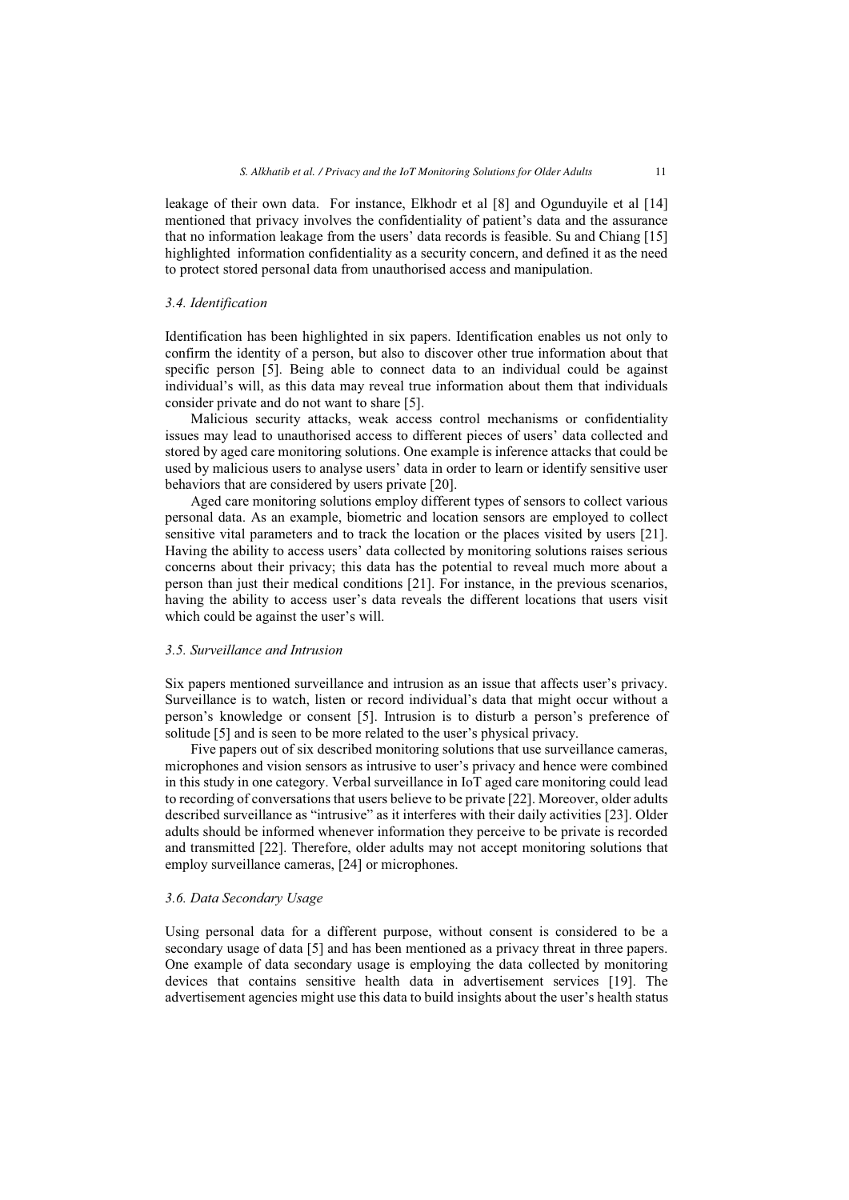leakage of their own data. For instance, Elkhodr et al [8] and Ogunduyile et al [14] mentioned that privacy involves the confidentiality of patient's data and the assurance that no information leakage from the users' data records is feasible. Su and Chiang [15] highlighted information confidentiality as a security concern, and defined it as the need to protect stored personal data from unauthorised access and manipulation.

### *3.4. Identification*

Identification has been highlighted in six papers. Identification enables us not only to confirm the identity of a person, but also to discover other true information about that specific person [5]. Being able to connect data to an individual could be against individual's will, as this data may reveal true information about them that individuals consider private and do not want to share [5].

Malicious security attacks, weak access control mechanisms or confidentiality issues may lead to unauthorised access to different pieces of users' data collected and stored by aged care monitoring solutions. One example is inference attacks that could be used by malicious users to analyse users' data in order to learn or identify sensitive user behaviors that are considered by users private [20].

Aged care monitoring solutions employ different types of sensors to collect various personal data. As an example, biometric and location sensors are employed to collect sensitive vital parameters and to track the location or the places visited by users [21]. Having the ability to access users' data collected by monitoring solutions raises serious concerns about their privacy; this data has the potential to reveal much more about a person than just their medical conditions [21]. For instance, in the previous scenarios, having the ability to access user's data reveals the different locations that users visit which could be against the user's will.

### *3.5. Surveillance and Intrusion*

Six papers mentioned surveillance and intrusion as an issue that affects user's privacy. Surveillance is to watch, listen or record individual's data that might occur without a person's knowledge or consent [5]. Intrusion is to disturb a person's preference of solitude [5] and is seen to be more related to the user's physical privacy.

Five papers out of six described monitoring solutions that use surveillance cameras, microphones and vision sensors as intrusive to user's privacy and hence were combined in this study in one category. Verbal surveillance in IoT aged care monitoring could lead to recording of conversations that users believe to be private [22]. Moreover, older adults described surveillance as "intrusive" as it interferes with their daily activities [23]. Older adults should be informed whenever information they perceive to be private is recorded and transmitted [22]. Therefore, older adults may not accept monitoring solutions that employ surveillance cameras, [24] or microphones.

### *3.6. Data Secondary Usage*

Using personal data for a different purpose, without consent is considered to be a secondary usage of data [5] and has been mentioned as a privacy threat in three papers. One example of data secondary usage is employing the data collected by monitoring devices that contains sensitive health data in advertisement services [19]. The advertisement agencies might use this data to build insights about the user's health status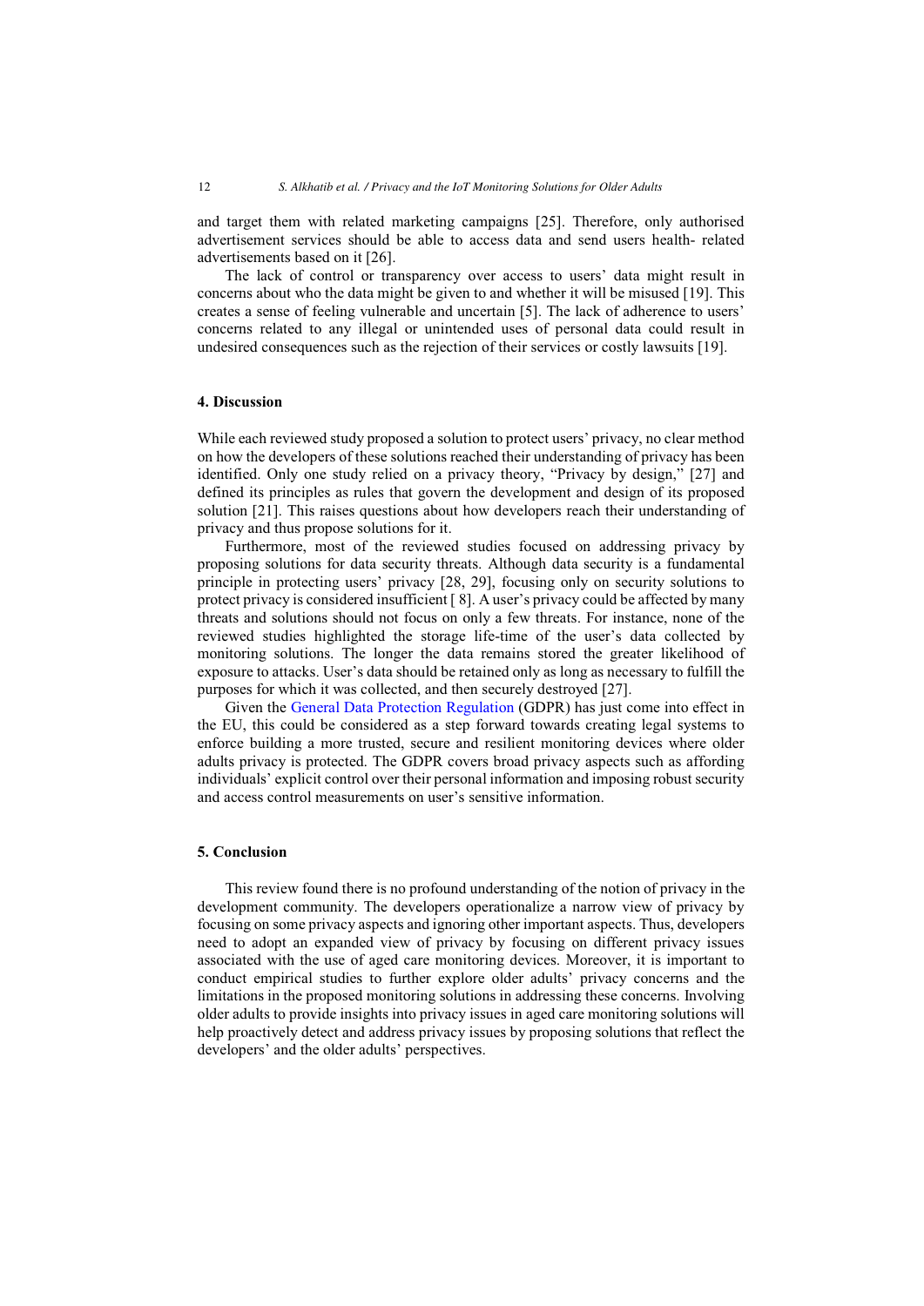and target them with related marketing campaigns [25]. Therefore, only authorised advertisement services should be able to access data and send users health- related advertisements based on it [26].

The lack of control or transparency over access to users' data might result in concerns about who the data might be given to and whether it will be misused [19]. This creates a sense of feeling vulnerable and uncertain [5]. The lack of adherence to users' concerns related to any illegal or unintended uses of personal data could result in undesired consequences such as the rejection of their services or costly lawsuits [19].

## 4. Discussion

While each reviewed study proposed a solution to protect users' privacy, no clear method on how the developers of these solutions reached their understanding of privacy has been identified. Only one study relied on a privacy theory, "Privacy by design," [27] and defined its principles as rules that govern the development and design of its proposed solution [21]. This raises questions about how developers reach their understanding of privacy and thus propose solutions for it.

Furthermore, most of the reviewed studies focused on addressing privacy by proposing solutions for data security threats. Although data security is a fundamental principle in protecting users' privacy [28, 29], focusing only on security solutions to protect privacy is considered insufficient [ 8]. A user's privacy could be affected by many threats and solutions should not focus on only a few threats. For instance, none of the reviewed studies highlighted the storage life-time of the user's data collected by monitoring solutions. The longer the data remains stored the greater likelihood of exposure to attacks. User's data should be retained only as long as necessary to fulfill the purposes for which it was collected, and then securely destroyed [27].

Given the General Data Protection Regulation (GDPR) has just come into effect in the EU, this could be considered as a step forward towards creating legal systems to enforce building a more trusted, secure and resilient monitoring devices where older adults privacy is protected. The GDPR covers broad privacy aspects such as affording individuals' explicit control over their personal information and imposing robust security and access control measurements on user's sensitive information.

## 5. Conclusion

This review found there is no profound understanding of the notion of privacy in the development community. The developers operationalize a narrow view of privacy by focusing on some privacy aspects and ignoring other important aspects. Thus, developers need to adopt an expanded view of privacy by focusing on different privacy issues associated with the use of aged care monitoring devices. Moreover, it is important to conduct empirical studies to further explore older adults' privacy concerns and the limitations in the proposed monitoring solutions in addressing these concerns. Involving older adults to provide insights into privacy issues in aged care monitoring solutions will help proactively detect and address privacy issues by proposing solutions that reflect the developers' and the older adults' perspectives.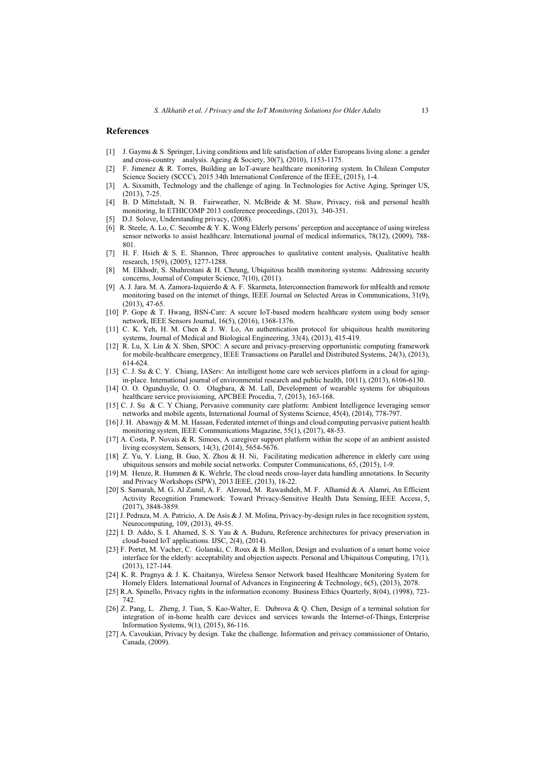## References

[1] J. Gaymu & S. Springer, Living conditions and life satisfaction of older Europeans living alone: a gender and cross-country analysis. Ageing & Society, 30(7), (2010), 1153-1175.

[2] F. Jimenez & R. Torres, Building an IoT-aware healthcare monitoring system. In Chilean Computer Science Society (SCCC), 2015 34th International Conference of the IEEE, (2015), 1-4.

[3] A. Sixsmith, Technology and the challenge of aging. In Technologies for Active Aging, Springer US, (2013), 7-25.

[4] B. D Mittelstadt, N. B. Fairweather, N. McBride & M. Shaw, Privacy, risk and personal health monitoring, In ETHICOMP 2013 conference proceedings, (2013), 340-351.

[5] D.J. Solove, Understanding privacy, (2008).

[6] R. Steele, A. Lo, C. Secombe & Y. K. Wong Elderly persons' perception and acceptance of using wireless sensor networks to assist healthcare. International journal of medical informatics, 78(12), (2009), 788-801.

[7] H. F. Hsieh & S. E. Shannon, Three approaches to qualitative content analysis, Qualitative health research, 15(9), (2005), 1277-1288.

[8] M. Elkhodr, S. Shahrestani & H. Cheung, Ubiquitous health monitoring systems: Addressing security concerns, Journal of Computer Science, 7(10), (2011).

[9] A. J. Jara. M. A. Zamora-Izquierdo & A. F. Skarmeta, Interconnection framework for mHealth and remote monitoring based on the internet of things, IEEE Journal on Selected Areas in Communications, 31(9), (2013), 47-65.

[10] P. Gope & T. Hwang, BSN-Care: A secure IoT-based modern healthcare system using body sensor network, IEEE Sensors Journal, 16(5), (2016), 1368-1376.

[11] C. K. Yeh, H. M. Chen & J. W. Lo, An authentication protocol for ubiquitous health monitoring systems, Journal of Medical and Biological Engineering, 33(4), (2013), 415-419.

[12] R. Lu, X. Lin & X. Shen, SPOC: A secure and privacy-preserving opportunistic computing framework for mobile-healthcare emergency, IEEE Transactions on Parallel and Distributed Systems, 24(3), (2013), 614-624.

[13] C. J. Su & C. Y. Chiang, IAServ: An intelligent home care web services platform in a cloud for aging-in-place. International journal of environmental research and public health, 10(11), (2013), 6106-6130.

[14] O. O. Ogunduyile, O. O. Olugbara, & M. Lall, Development of wearable systems for ubiquitous healthcare service provisioning, APCBEE Procedia, 7, (2013), 163-168.

[15] C. J. Su & C. Y Chiang, Pervasive community care platform: Ambient Intelligence leveraging sensor networks and mobile agents, International Journal of Systems Science, 45(4), (2014), 778-797.

[16] J. H. Abawajy & M. M. Hassan, Federated internet of things and cloud computing pervasive patient health monitoring system, IEEE Communications Magazine, 55(1), (2017), 48-53.

[17] A. Costa, P. Novais & R. Simoes, A caregiver support platform within the scope of an ambient assisted living ecosystem, Sensors, 14(3), (2014), 5654-5676.

[18] Z. Yu, Y. Liang, B. Guo, X. Zhou & H. Ni, Facilitating medication adherence in elderly care using ubiquitous sensors and mobile social networks. Computer Communications, 65, (2015), 1-9.

[19] M. Henze, R. Hummen & K. Wehrle, The cloud needs cross-layer data handling annotations. In Security and Privacy Workshops (SPW), 2013 IEEE, (2013), 18-22.

[20] S. Samarah, M. G. Al Zamil, A. F. Aleroud, M. Rawashdeh, M. F. Alhamid & A. Alamri, An Efficient Activity Recognition Framework: Toward Privacy-Sensitive Health Data Sensing, IEEE Access, 5, (2017), 3848-3859.

[21] J. Pedraza, M. A. Patricio, A. De Asís & J. M. Molina, Privacy-by-design rules in face recognition system, Neurocomputing, 109, (2013), 49-55.

[22] I. D. Addo, S. I. Ahamed, S. S. Yau & A. Buduru, Reference architectures for privacy preservation in cloud-based IoT applications. IJSC, 2(4), (2014).

[23] F. Portet, M. Vacher, C. Golanski, C. Roux & B. Meillon, Design and evaluation of a smart home voice interface for the elderly: acceptability and objection aspects. Personal and Ubiquitous Computing, 17(1), (2013), 127-144.

[24] K. R. Pragnya & J. K. Chaitanya, Wireless Sensor Network based Healthcare Monitoring System for Homely Elders. International Journal of Advances in Engineering & Technology, 6(5), (2013), 2078.

[25] R.A. Spinello, Privacy rights in the information economy. Business Ethics Quarterly, 8(04), (1998), 723-742.

[26] Z. Pang, L. Zheng, J. Tian, S. Kao-Walter, E. Dubrova & Q. Chen, Design of a terminal solution for integration of in-home health care devices and services towards the Internet-of-Things, Enterprise Information Systems, 9(1), (2015), 86-116.

[27] A. Cavoukian, Privacy by design. Take the challenge. Information and privacy commissioner of Ontario, Canada, (2009).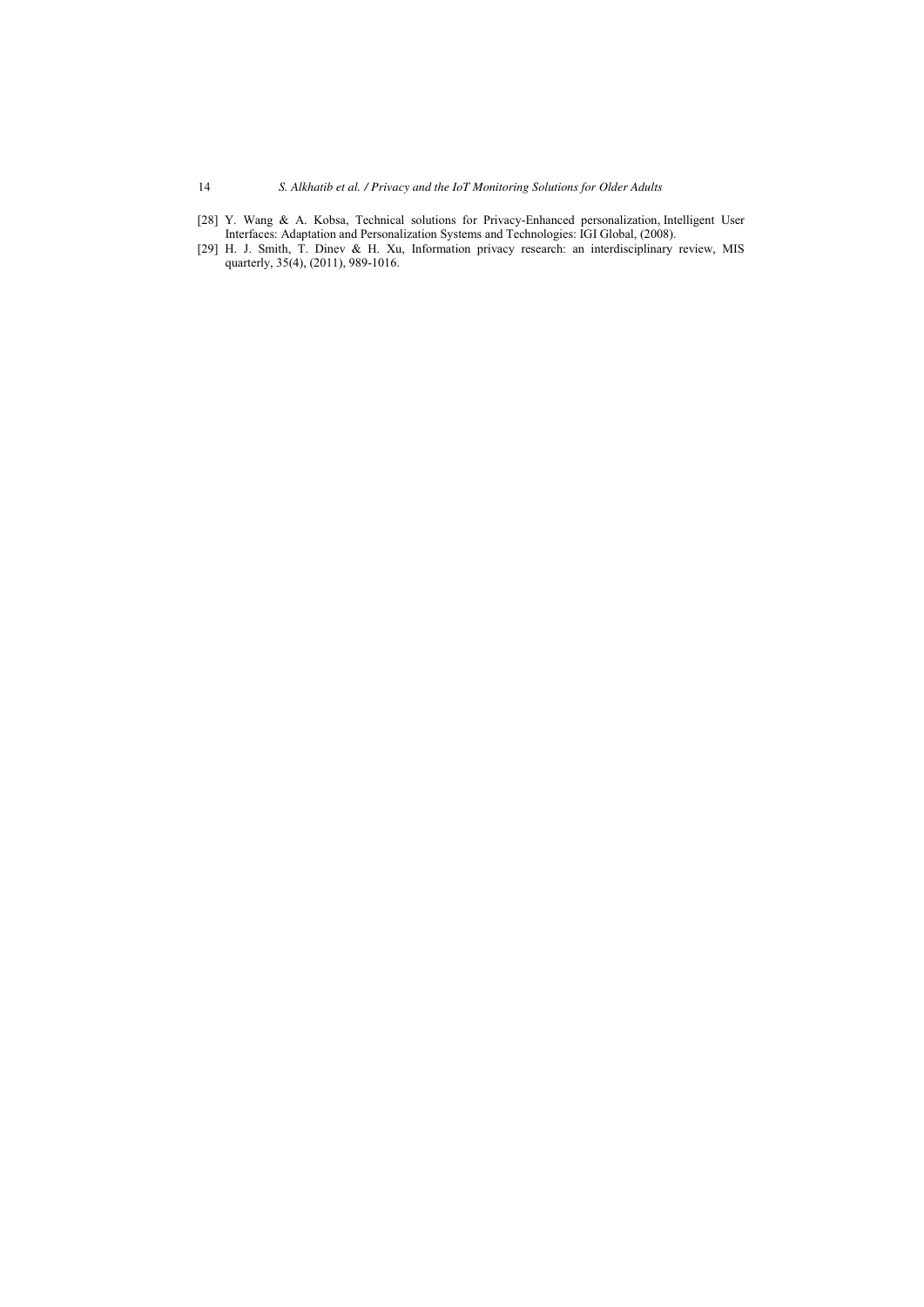[28] Y. Wang & A. Kobsa, Technical solutions for Privacy-Enhanced personalization, Intelligent User Interfaces: Adaptation and Personalization Systems and Technologies: IGI Global, (2008).

[29] H. J. Smith, T. Dinev & H. Xu, Information privacy research: an interdisciplinary review, MIS quarterly, 35(4), (2011), 989-1016.